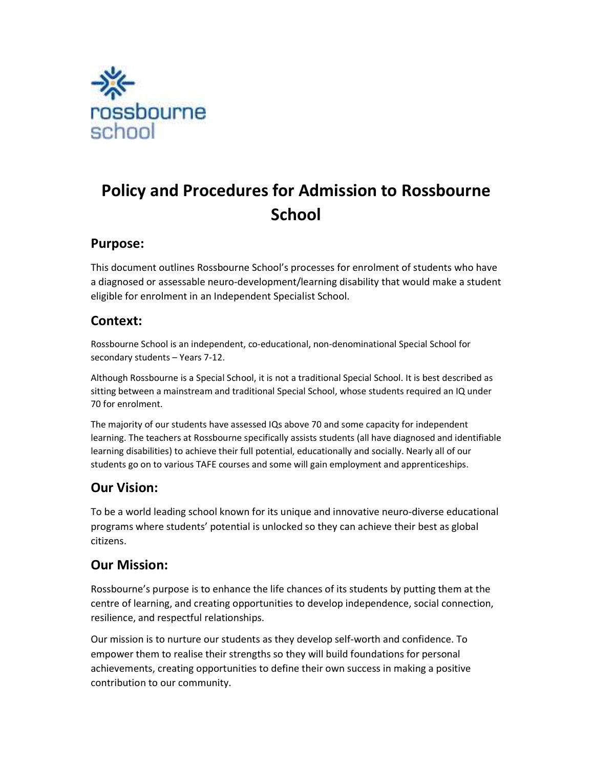rossbourne school

# Policy and Procedures for Admission to Rossbourne School

## Purpose:

This document outlines Rossbourne School's processes for enrolment of students who have a diagnosed or assessable neuro-development/learning disability that would make a student eligible for enrolment in an Independent Specialist School.

## Context:

Rossbourne School is an independent, co-educational, non-denominational Special School for secondary students – Years 7-12.

Although Rossbourne is a Special School, it is not a traditional Special School. It is best described as sitting between a mainstream and traditional Special School, whose students required an IQ under 70 for enrolment.

The majority of our students have assessed IQs above 70 and some capacity for independent learning. The teachers at Rossbourne specifically assists students (all have diagnosed and identifiable learning disabilities) to achieve their full potential, educationally and socially. Nearly all of our students go on to various TAFE courses and some will gain employment and apprenticeships.

## Our Vision:

To be a world leading school known for its unique and innovative neuro-diverse educational programs where students' potential is unlocked so they can achieve their best as global citizens.

## Our Mission:

Rossbourne's purpose is to enhance the life chances of its students by putting them at the centre of learning, and creating opportunities to develop independence, social connection, resilience, and respectful relationships.

Our mission is to nurture our students as they develop self-worth and confidence. To empower them to realise their strengths so they will build foundations for personal achievements, creating opportunities to define their own success in making a positive contribution to our community.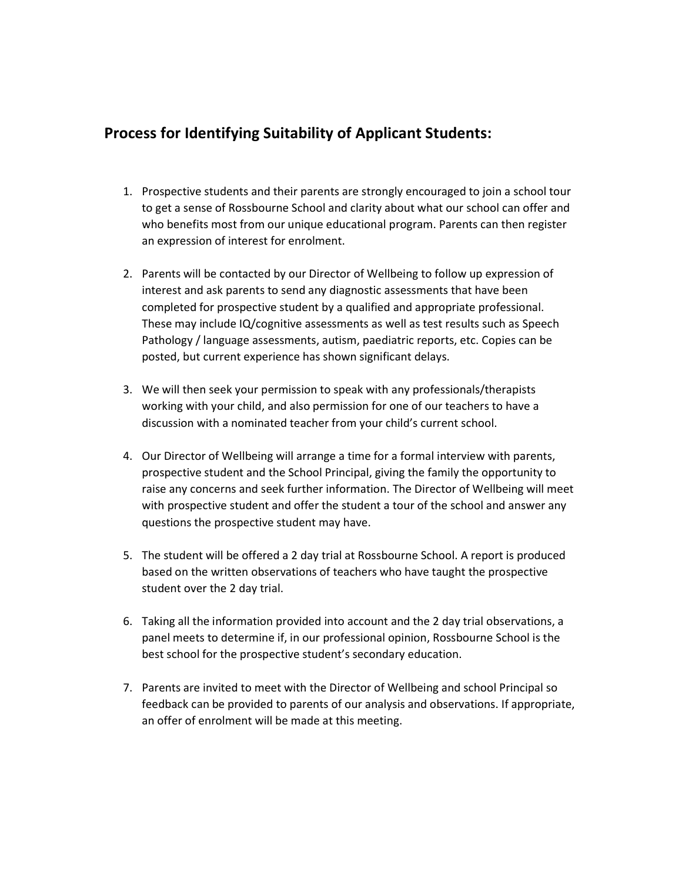## Process for Identifying Suitability of Applicant Students:

1. Prospective students and their parents are strongly encouraged to join a school tour to get a sense of Rossbourne School and clarity about what our school can offer and who benefits most from our unique educational program. Parents can then register an expression of interest for enrolment.

2. Parents will be contacted by our Director of Wellbeing to follow up expression of interest and ask parents to send any diagnostic assessments that have been completed for prospective student by a qualified and appropriate professional. These may include IQ/cognitive assessments as well as test results such as Speech Pathology / language assessments, autism, paediatric reports, etc. Copies can be posted, but current experience has shown significant delays.

3. We will then seek your permission to speak with any professionals/therapists working with your child, and also permission for one of our teachers to have a discussion with a nominated teacher from your child's current school.

4. Our Director of Wellbeing will arrange a time for a formal interview with parents, prospective student and the School Principal, giving the family the opportunity to raise any concerns and seek further information. The Director of Wellbeing will meet with prospective student and offer the student a tour of the school and answer any questions the prospective student may have.

5. The student will be offered a 2 day trial at Rossbourne School. A report is produced based on the written observations of teachers who have taught the prospective student over the 2 day trial.

6. Taking all the information provided into account and the 2 day trial observations, a panel meets to determine if, in our professional opinion, Rossbourne School is the best school for the prospective student's secondary education.

7. Parents are invited to meet with the Director of Wellbeing and school Principal so feedback can be provided to parents of our analysis and observations. If appropriate, an offer of enrolment will be made at this meeting.